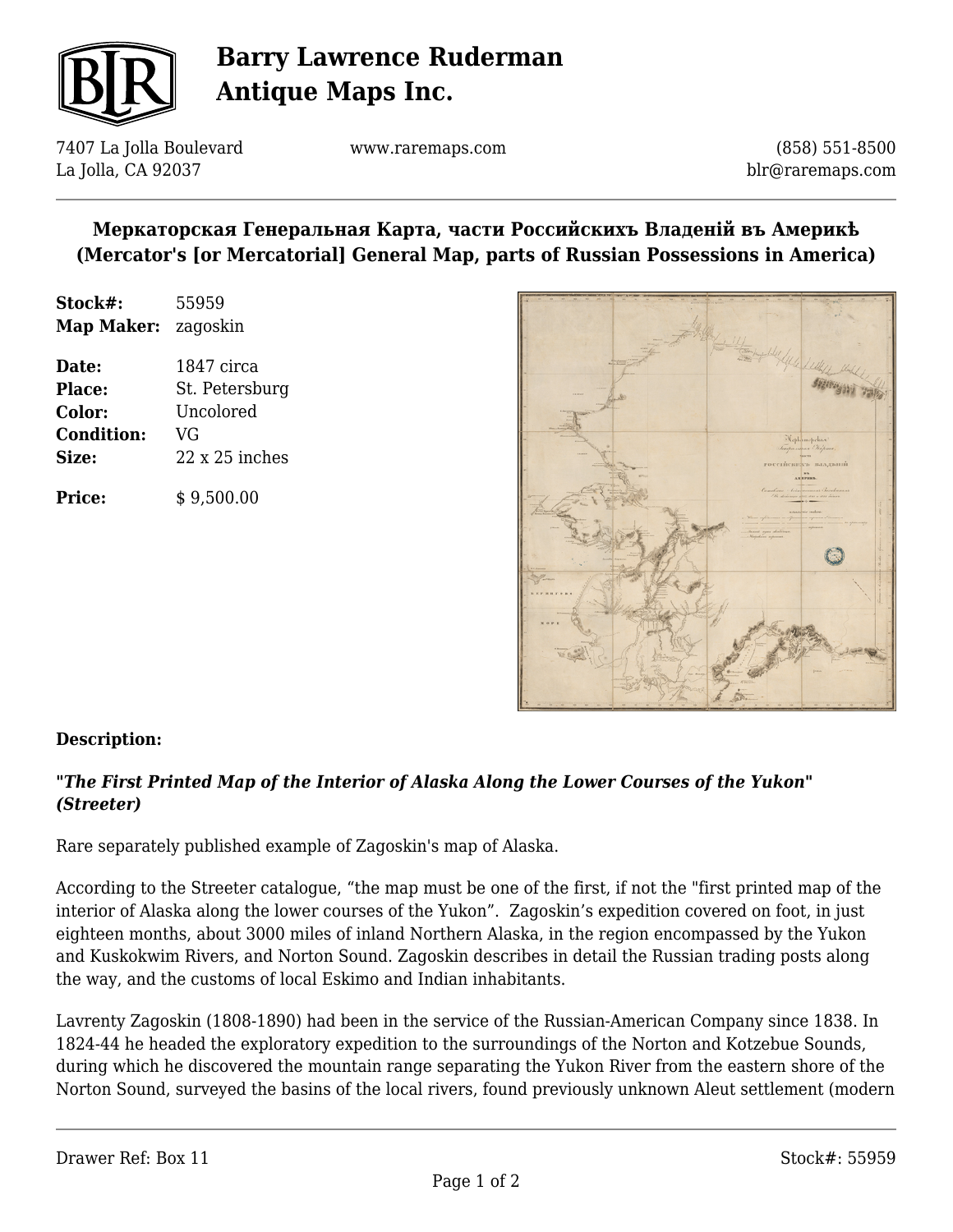# Barry Lawrence Ruderman Antique Maps Inc.

7407 La Jolla Boulevard
La Jolla, CA 92037

www.raremaps.com

(858) 551-8500
blr@raremaps.com

## Меркаторская Генеральная Карта, части Россиискихъ Владеній въ Америкѣ (Mercator's [or Mercatorial] General Map, parts of Russian Possessions in America)

**Stock#:** 55959
**Map Maker:** zagoskin

**Date:** 1847 circa
**Place:** St. Petersburg
**Color:** Uncolored
**Condition:** VG
**Size:** 22 x 25 inches

**Price:** $ 9,500.00

### Description:

***"The First Printed Map of the Interior of Alaska Along the Lower Courses of the Yukon" (Streeter)***

Rare separately published example of Zagoskin's map of Alaska.

According to the Streeter catalogue, "the map must be one of the first, if not the "first printed map of the interior of Alaska along the lower courses of the Yukon". Zagoskin's expedition covered on foot, in just eighteen months, about 3000 miles of inland Northern Alaska, in the region encompassed by the Yukon and Kuskokwim Rivers, and Norton Sound. Zagoskin describes in detail the Russian trading posts along the way, and the customs of local Eskimo and Indian inhabitants.

Lavrenty Zagoskin (1808-1890) had been in the service of the Russian-American Company since 1838. In 1824-44 he headed the exploratory expedition to the surroundings of the Norton and Kotzebue Sounds, during which he discovered the mountain range separating the Yukon River from the eastern shore of the Norton Sound, surveyed the basins of the local rivers, found previously unknown Aleut settlement (modern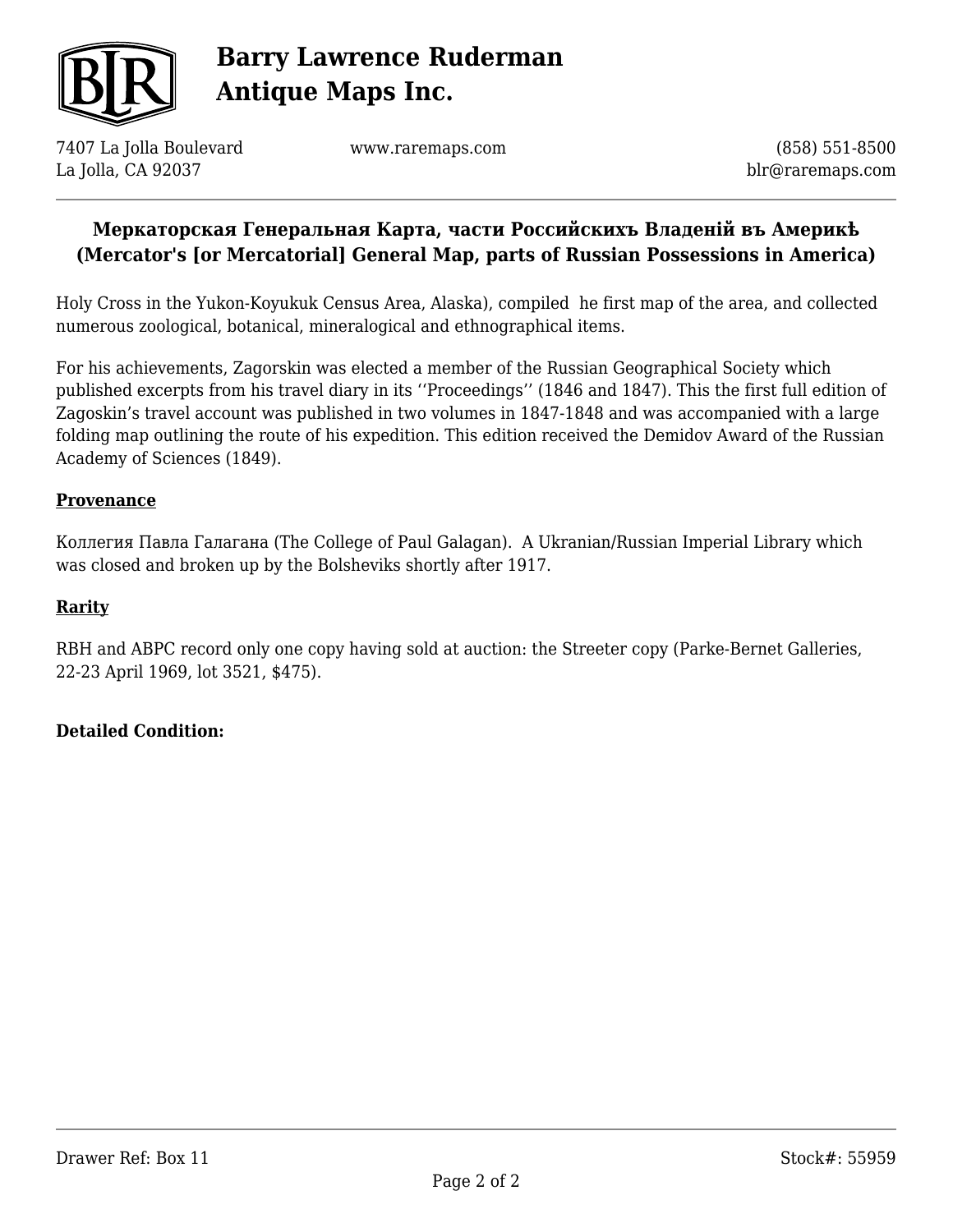# Меркаторская Генеральная Карта, части Российскихъ Владеній въ Америкѣ (Mercator's [or Mercatorial] General Map, parts of Russian Possessions in America)

Holy Cross in the Yukon-Koyukuk Census Area, Alaska), compiled he first map of the area, and collected numerous zoological, botanical, mineralogical and ethnographical items.

For his achievements, Zagorskin was elected a member of the Russian Geographical Society which published excerpts from his travel diary in its ''Proceedings'' (1846 and 1847). This the first full edition of Zagoskin's travel account was published in two volumes in 1847-1848 and was accompanied with a large folding map outlining the route of his expedition. This edition received the Demidov Award of the Russian Academy of Sciences (1849).

**Provenance**

Коллегия Павла Галагана (The College of Paul Galagan). A Ukranian/Russian Imperial Library which was closed and broken up by the Bolsheviks shortly after 1917.

**Rarity**

RBH and ABPC record only one copy having sold at auction: the Streeter copy (Parke-Bernet Galleries, 22-23 April 1969, lot 3521, $475).

**Detailed Condition:**